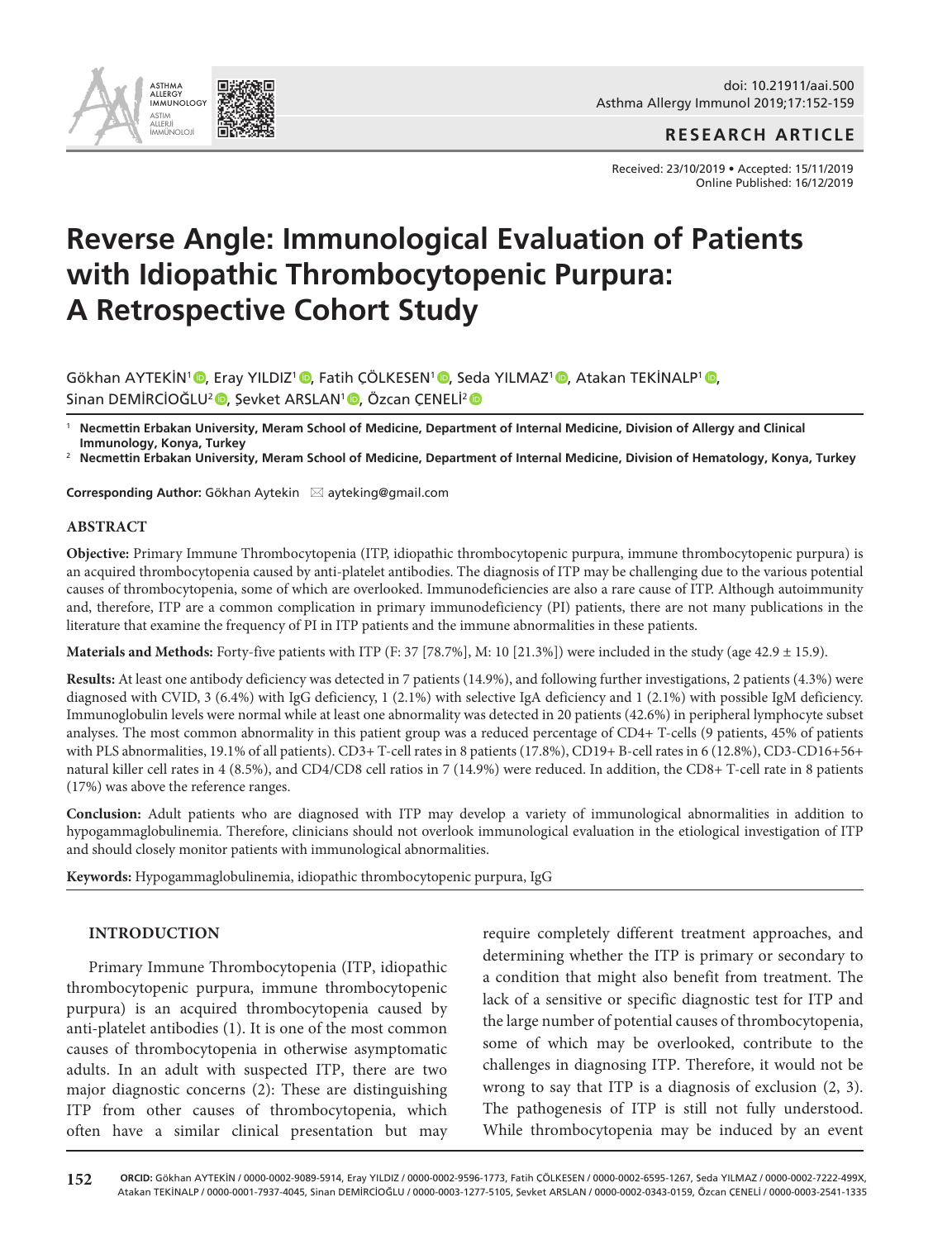doi: 10.21911/aai.500

**RESEARCH ARTICLE**

Received: 23/10/2019 • Accepted: 15/11/2019
Online Published: 16/12/2019

# Reverse Angle: Immunological Evaluation of Patients with Idiopathic Thrombocytopenic Purpura: A Retrospective Cohort Study

Gökhan AYTEKİN[1], Eray YILDIZ[1], Fatih ÇÖLKESEN[1], Seda YILMAZ[1], Atakan TEKİNALP[1], Sinan DEMİRCİOĞLU[2], Şevket ARSLAN[1], Özcan ÇENELİ[2]

[1] **Necmettin Erbakan University, Meram School of Medicine, Department of Internal Medicine, Division of Allergy and Clinical Immunology, Konya, Turkey**

[2] **Necmettin Erbakan University, Meram School of Medicine, Department of Internal Medicine, Division of Hematology, Konya, Turkey**

**Corresponding Author:** Gökhan Aytekin ✉ ayteking@gmail.com

## ABSTRACT

**Objective:** Primary Immune Thrombocytopenia (ITP, idiopathic thrombocytopenic purpura, immune thrombocytopenic purpura) is an acquired thrombocytopenia caused by anti-platelet antibodies. The diagnosis of ITP may be challenging due to the various potential causes of thrombocytopenia, some of which are overlooked. Immunodeficiencies are also a rare cause of ITP. Although autoimmunity and, therefore, ITP are a common complication in primary immunodeficiency (PI) patients, there are not many publications in the literature that examine the frequency of PI in ITP patients and the immune abnormalities in these patients.

**Materials and Methods:** Forty-five patients with ITP (F: 37 [78.7%], M: 10 [21.3%]) were included in the study (age 42.9 ± 15.9).

**Results:** At least one antibody deficiency was detected in 7 patients (14.9%), and following further investigations, 2 patients (4.3%) were diagnosed with CVID, 3 (6.4%) with IgG deficiency, 1 (2.1%) with selective IgA deficiency and 1 (2.1%) with possible IgM deficiency. Immunoglobulin levels were normal while at least one abnormality was detected in 20 patients (42.6%) in peripheral lymphocyte subset analyses. The most common abnormality in this patient group was a reduced percentage of CD4+ T-cells (9 patients, 45% of patients with PLS abnormalities, 19.1% of all patients). CD3+ T-cell rates in 8 patients (17.8%), CD19+ B-cell rates in 6 (12.8%), CD3-CD16+56+ natural killer cell rates in 4 (8.5%), and CD4/CD8 cell ratios in 7 (14.9%) were reduced. In addition, the CD8+ T-cell rate in 8 patients (17%) was above the reference ranges.

**Conclusion:** Adult patients who are diagnosed with ITP may develop a variety of immunological abnormalities in addition to hypogammaglobulinemia. Therefore, clinicians should not overlook immunological evaluation in the etiological investigation of ITP and should closely monitor patients with immunological abnormalities.

**Keywords:** Hypogammaglobulinemia, idiopathic thrombocytopenic purpura, IgG

## INTRODUCTION

Primary Immune Thrombocytopenia (ITP, idiopathic thrombocytopenic purpura, immune thrombocytopenic purpura) is an acquired thrombocytopenia caused by anti-platelet antibodies (1). It is one of the most common causes of thrombocytopenia in otherwise asymptomatic adults. In an adult with suspected ITP, there are two major diagnostic concerns (2): These are distinguishing ITP from other causes of thrombocytopenia, which often have a similar clinical presentation but may require completely different treatment approaches, and determining whether the ITP is primary or secondary to a condition that might also benefit from treatment. The lack of a sensitive or specific diagnostic test for ITP and the large number of potential causes of thrombocytopenia, some of which may be overlooked, contribute to the challenges in diagnosing ITP. Therefore, it would not be wrong to say that ITP is a diagnosis of exclusion (2, 3). The pathogenesis of ITP is still not fully understood. While thrombocytopenia may be induced by an event

ORCID: Gökhan AYTEKİN / 0000-0002-9089-5914, Eray YILDIZ / 0000-0002-9596-1773, Fatih ÇÖLKESEN / 0000-0002-6595-1267, Seda YILMAZ / 0000-0002-7222-499X, Atakan TEKİNALP / 0000-0001-7937-4045, Sinan DEMİRCİOĞLU / 0000-0003-1277-5105, Şevket ARSLAN / 0000-0002-0343-0159, Özcan ÇENELİ / 0000-0003-2541-1335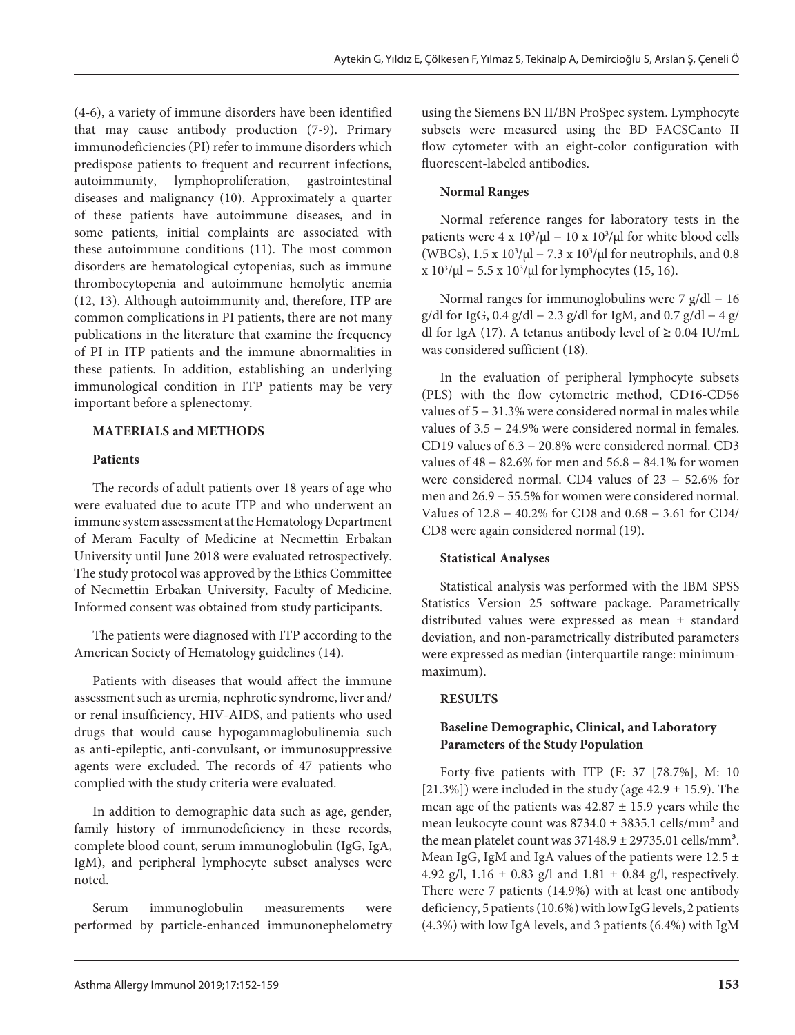(4-6), a variety of immune disorders have been identified that may cause antibody production (7-9). Primary immunodeficiencies (PI) refer to immune disorders which predispose patients to frequent and recurrent infections, autoimmunity, lymphoproliferation, gastrointestinal diseases and malignancy (10). Approximately a quarter of these patients have autoimmune diseases, and in some patients, initial complaints are associated with these autoimmune conditions (11). The most common disorders are hematological cytopenias, such as immune thrombocytopenia and autoimmune hemolytic anemia (12, 13). Although autoimmunity and, therefore, ITP are common complications in PI patients, there are not many publications in the literature that examine the frequency of PI in ITP patients and the immune abnormalities in these patients. In addition, establishing an underlying immunological condition in ITP patients may be very important before a splenectomy.

## MATERIALS and METHODS

### Patients

The records of adult patients over 18 years of age who were evaluated due to acute ITP and who underwent an immune system assessment at the Hematology Department of Meram Faculty of Medicine at Necmettin Erbakan University until June 2018 were evaluated retrospectively. The study protocol was approved by the Ethics Committee of Necmettin Erbakan University, Faculty of Medicine. Informed consent was obtained from study participants.

The patients were diagnosed with ITP according to the American Society of Hematology guidelines (14).

Patients with diseases that would affect the immune assessment such as uremia, nephrotic syndrome, liver and/or renal insufficiency, HIV-AIDS, and patients who used drugs that would cause hypogammaglobulinemia such as anti-epileptic, anti-convulsant, or immunosuppressive agents were excluded. The records of 47 patients who complied with the study criteria were evaluated.

In addition to demographic data such as age, gender, family history of immunodeficiency in these records, complete blood count, serum immunoglobulin (IgG, IgA, IgM), and peripheral lymphocyte subset analyses were noted.

Serum immunoglobulin measurements were performed by particle-enhanced immunonephelometry using the Siemens BN II/BN ProSpec system. Lymphocyte subsets were measured using the BD FACSCanto II flow cytometer with an eight-color configuration with fluorescent-labeled antibodies.

### Normal Ranges

Normal reference ranges for laboratory tests in the patients were $4 \times 10^3/\mu l - 10 \times 10^3/\mu l$ for white blood cells (WBCs), $1.5 \times 10^3/\mu l - 7.3 \times 10^3/\mu l$ for neutrophils, and $0.8 \times 10^3/\mu l - 5.5 \times 10^3/\mu l$ for lymphocytes (15, 16).

Normal ranges for immunoglobulins were 7 g/dl – 16 g/dl for IgG, 0.4 g/dl – 2.3 g/dl for IgM, and 0.7 g/dl – 4 g/dl for IgA (17). A tetanus antibody level of ≥ 0.04 IU/mL was considered sufficient (18).

In the evaluation of peripheral lymphocyte subsets (PLS) with the flow cytometric method, CD16-CD56 values of 5 – 31.3% were considered normal in males while values of 3.5 – 24.9% were considered normal in females. CD19 values of 6.3 – 20.8% were considered normal. CD3 values of 48 – 82.6% for men and 56.8 – 84.1% for women were considered normal. CD4 values of 23 – 52.6% for men and 26.9 – 55.5% for women were considered normal. Values of 12.8 – 40.2% for CD8 and 0.68 – 3.61 for CD4/CD8 were again considered normal (19).

### Statistical Analyses

Statistical analysis was performed with the IBM SPSS Statistics Version 25 software package. Parametrically distributed values were expressed as mean ± standard deviation, and non-parametrically distributed parameters were expressed as median (interquartile range: minimum-maximum).

## RESULTS

### Baseline Demographic, Clinical, and Laboratory Parameters of the Study Population

Forty-five patients with ITP (F: 37 [78.7%], M: 10 [21.3%]) were included in the study (age 42.9 ± 15.9). The mean age of the patients was 42.87 ± 15.9 years while the mean leukocyte count was 8734.0 ± 3835.1 cells/mm³ and the mean platelet count was 37148.9 ± 29735.01 cells/mm³. Mean IgG, IgM and IgA values of the patients were 12.5 ± 4.92 g/l, 1.16 ± 0.83 g/l and 1.81 ± 0.84 g/l, respectively. There were 7 patients (14.9%) with at least one antibody deficiency, 5 patients (10.6%) with low IgG levels, 2 patients (4.3%) with low IgA levels, and 3 patients (6.4%) with IgM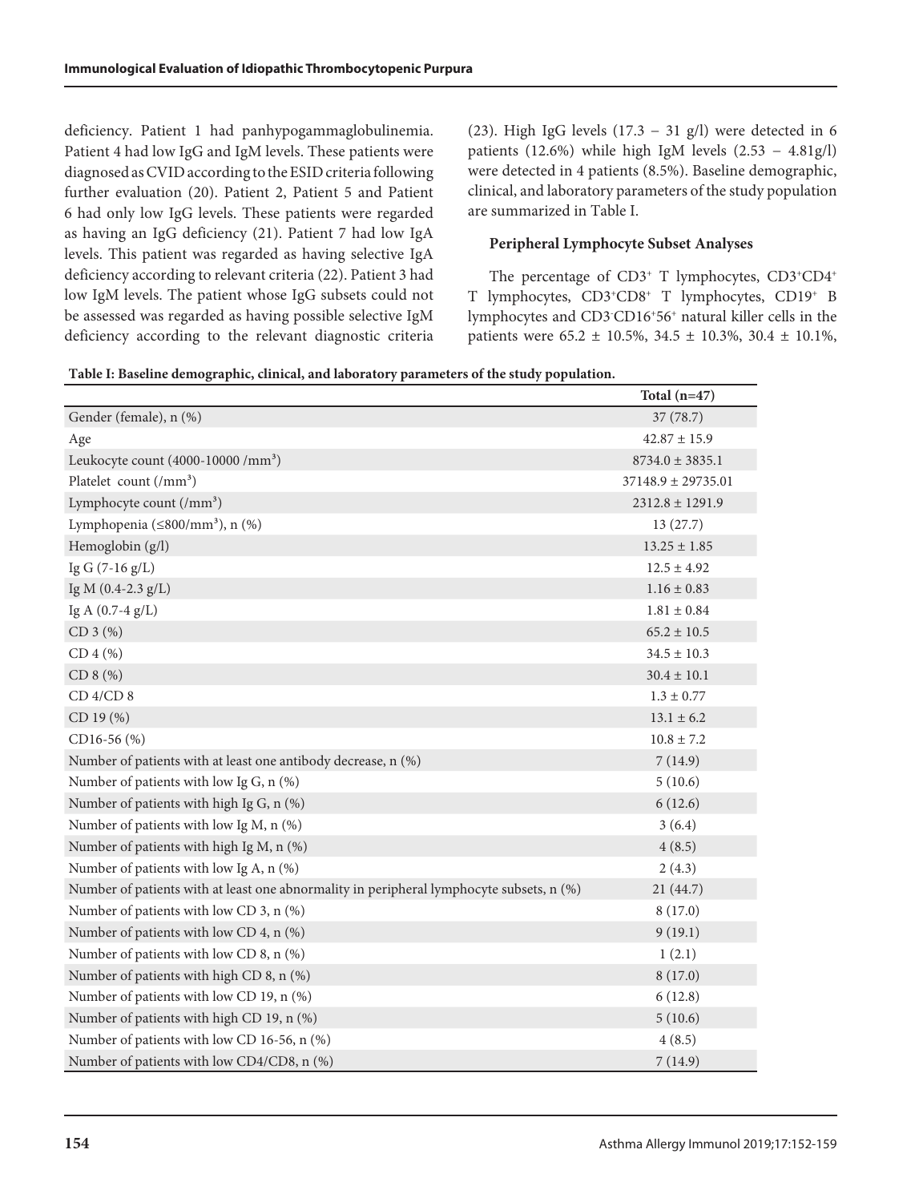deficiency. Patient 1 had panhypogammaglobulinemia. Patient 4 had low IgG and IgM levels. These patients were diagnosed as CVID according to the ESID criteria following further evaluation (20). Patient 2, Patient 5 and Patient 6 had only low IgG levels. These patients were regarded as having an IgG deficiency (21). Patient 7 had low IgA levels. This patient was regarded as having selective IgA deficiency according to relevant criteria (22). Patient 3 had low IgM levels. The patient whose IgG subsets could not be assessed was regarded as having possible selective IgM deficiency according to the relevant diagnostic criteria (23). High IgG levels (17.3 – 31 g/l) were detected in 6 patients (12.6%) while high IgM levels (2.53 – 4.81g/l) were detected in 4 patients (8.5%). Baseline demographic, clinical, and laboratory parameters of the study population are summarized in Table I.

### Peripheral Lymphocyte Subset Analyses

The percentage of $CD3^+$ T lymphocytes, $CD3^+CD4^+$ T lymphocytes, $CD3^+CD8^+$ T lymphocytes, $CD19^+$ B lymphocytes and $CD3^-CD16^+56^+$ natural killer cells in the patients were 65.2 ± 10.5%, 34.5 ± 10.3%, 30.4 ± 10.1%,

**Table I: Baseline demographic, clinical, and laboratory parameters of the study population.**

| | Total (n=47) |
|---|---|
| Gender (female), n (%) | 37 (78.7) |
| Age | 42.87 ± 15.9 |
| Leukocyte count (4000-10000 /mm³) | 8734.0 ± 3835.1 |
| Platelet count (/mm³) | 37148.9 ± 29735.01 |
| Lymphocyte count (/mm³) | 2312.8 ± 1291.9 |
| Lymphopenia (≤800/mm³), n (%) | 13 (27.7) |
| Hemoglobin (g/l) | 13.25 ± 1.85 |
| Ig G (7-16 g/L) | 12.5 ± 4.92 |
| Ig M (0.4-2.3 g/L) | 1.16 ± 0.83 |
| Ig A (0.7-4 g/L) | 1.81 ± 0.84 |
| CD 3 (%) | 65.2 ± 10.5 |
| CD 4 (%) | 34.5 ± 10.3 |
| CD 8 (%) | 30.4 ± 10.1 |
| CD 4/CD 8 | 1.3 ± 0.77 |
| CD 19 (%) | 13.1 ± 6.2 |
| CD16-56 (%) | 10.8 ± 7.2 |
| Number of patients with at least one antibody decrease, n (%) | 7 (14.9) |
| Number of patients with low Ig G, n (%) | 5 (10.6) |
| Number of patients with high Ig G, n (%) | 6 (12.6) |
| Number of patients with low Ig M, n (%) | 3 (6.4) |
| Number of patients with high Ig M, n (%) | 4 (8.5) |
| Number of patients with low Ig A, n (%) | 2 (4.3) |
| Number of patients with at least one abnormality in peripheral lymphocyte subsets, n (%) | 21 (44.7) |
| Number of patients with low CD 3, n (%) | 8 (17.0) |
| Number of patients with low CD 4, n (%) | 9 (19.1) |
| Number of patients with low CD 8, n (%) | 1 (2.1) |
| Number of patients with high CD 8, n (%) | 8 (17.0) |
| Number of patients with low CD 19, n (%) | 6 (12.8) |
| Number of patients with high CD 19, n (%) | 5 (10.6) |
| Number of patients with low CD 16-56, n (%) | 4 (8.5) |
| Number of patients with low CD4/CD8, n (%) | 7 (14.9) |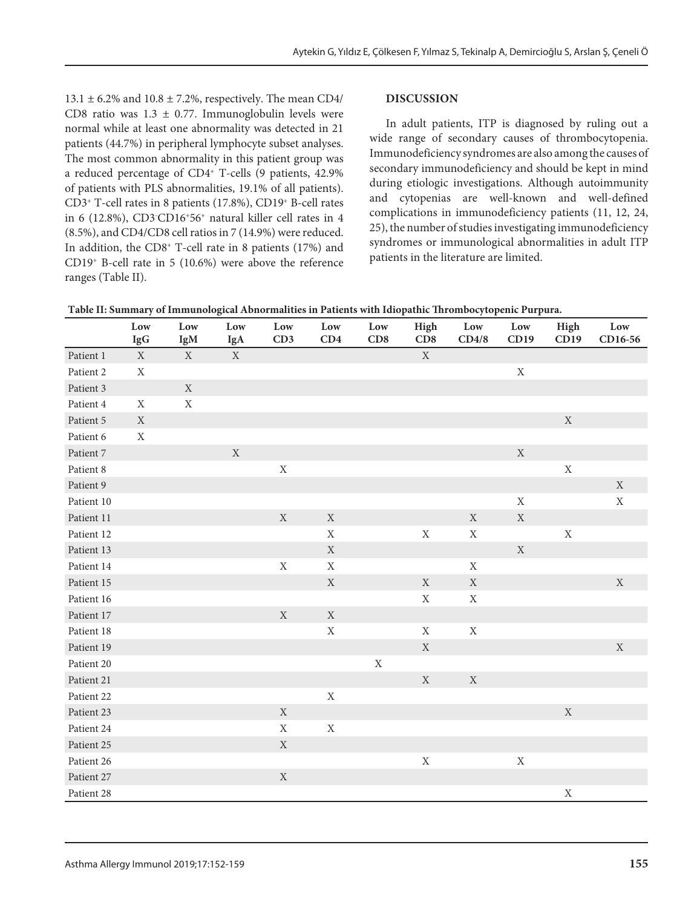13.1 ± 6.2% and 10.8 ± 7.2%, respectively. The mean CD4/CD8 ratio was 1.3 ± 0.77. Immunoglobulin levels were normal while at least one abnormality was detected in 21 patients (44.7%) in peripheral lymphocyte subset analyses. The most common abnormality in this patient group was a reduced percentage of $CD4^+$ T-cells (9 patients, 42.9% of patients with PLS abnormalities, 19.1% of all patients). $CD3^+$ T-cell rates in 8 patients (17.8%), $CD19^+$ B-cell rates in 6 (12.8%), $CD3^-CD16^+56^+$ natural killer cell rates in 4 (8.5%), and CD4/CD8 cell ratios in 7 (14.9%) were reduced. In addition, the $CD8^+$ T-cell rate in 8 patients (17%) and $CD19^+$ B-cell rate in 5 (10.6%) were above the reference ranges (Table II).

## DISCUSSION

In adult patients, ITP is diagnosed by ruling out a wide range of secondary causes of thrombocytopenia. Immunodeficiency syndromes are also among the causes of secondary immunodeficiency and should be kept in mind during etiologic investigations. Although autoimmunity and cytopenias are well-known and well-defined complications in immunodeficiency patients (11, 12, 24, 25), the number of studies investigating immunodeficiency syndromes or immunological abnormalities in adult ITP patients in the literature are limited.

**Table II: Summary of Immunological Abnormalities in Patients with Idiopathic Thrombocytopenic Purpura.**

| | Low IgG | Low IgM | Low IgA | Low CD3 | Low CD4 | Low CD8 | High CD8 | Low CD4/8 | Low CD19 | High CD19 | Low CD16-56 |
|---|---|---|---|---|---|---|---|---|---|---|---|
| Patient 1 | X | X | X | | | | X | | | | |
| Patient 2 | X | | | | | | | | X | | |
| Patient 3 | | X | | | | | | | | | |
| Patient 4 | X | X | | | | | | | | | |
| Patient 5 | X | | | | | | | | | X | |
| Patient 6 | X | | | | | | | | | | |
| Patient 7 | | | X | | | | | | X | | |
| Patient 8 | | | | X | | | | | | X | |
| Patient 9 | | | | | | | | | | | X |
| Patient 10 | | | | | | | | | X | | X |
| Patient 11 | | | | X | X | | | X | X | | |
| Patient 12 | | | | | X | | X | X | | X | |
| Patient 13 | | | | | X | | | | X | | |
| Patient 14 | | | | X | X | | | X | | | |
| Patient 15 | | | | | X | | X | X | | | X |
| Patient 16 | | | | | | | X | X | | | |
| Patient 17 | | | | X | X | | | | | | |
| Patient 18 | | | | | X | | X | X | | | |
| Patient 19 | | | | | | | X | | | | X |
| Patient 20 | | | | | | X | | | | | |
| Patient 21 | | | | | | | X | X | | | |
| Patient 22 | | | | | X | | | | | | |
| Patient 23 | | | | X | | | | | | X | |
| Patient 24 | | | | X | X | | | | | | |
| Patient 25 | | | | X | | | | | | | |
| Patient 26 | | | | | | | X | | X | | |
| Patient 27 | | | | X | | | | | | | |
| Patient 28 | | | | | | | | | | X | |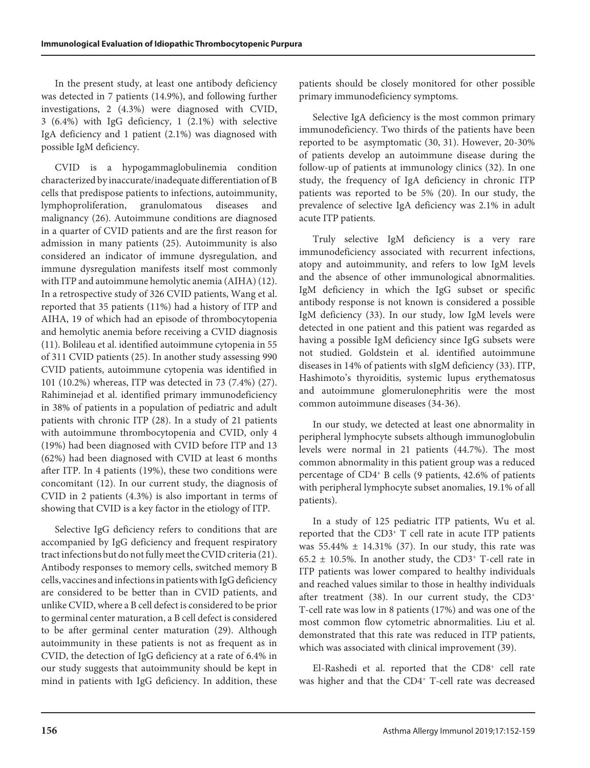In the present study, at least one antibody deficiency was detected in 7 patients (14.9%), and following further investigations, 2 (4.3%) were diagnosed with CVID, 3 (6.4%) with IgG deficiency, 1 (2.1%) with selective IgA deficiency and 1 patient (2.1%) was diagnosed with possible IgM deficiency.

CVID is a hypogammaglobulinemia condition characterized by inaccurate/inadequate differentiation of B cells that predispose patients to infections, autoimmunity, lymphoproliferation, granulomatous diseases and malignancy (26). Autoimmune conditions are diagnosed in a quarter of CVID patients and are the first reason for admission in many patients (25). Autoimmunity is also considered an indicator of immune dysregulation, and immune dysregulation manifests itself most commonly with ITP and autoimmune hemolytic anemia (AIHA) (12). In a retrospective study of 326 CVID patients, Wang et al. reported that 35 patients (11%) had a history of ITP and AIHA, 19 of which had an episode of thrombocytopenia and hemolytic anemia before receiving a CVID diagnosis (11). Bolileau et al. identified autoimmune cytopenia in 55 of 311 CVID patients (25). In another study assessing 990 CVID patients, autoimmune cytopenia was identified in 101 (10.2%) whereas, ITP was detected in 73 (7.4%) (27). Rahiminejad et al. identified primary immunodeficiency in 38% of patients in a population of pediatric and adult patients with chronic ITP (28). In a study of 21 patients with autoimmune thrombocytopenia and CVID, only 4 (19%) had been diagnosed with CVID before ITP and 13 (62%) had been diagnosed with CVID at least 6 months after ITP. In 4 patients (19%), these two conditions were concomitant (12). In our current study, the diagnosis of CVID in 2 patients (4.3%) is also important in terms of showing that CVID is a key factor in the etiology of ITP.

Selective IgG deficiency refers to conditions that are accompanied by IgG deficiency and frequent respiratory tract infections but do not fully meet the CVID criteria (21). Antibody responses to memory cells, switched memory B cells, vaccines and infections in patients with IgG deficiency are considered to be better than in CVID patients, and unlike CVID, where a B cell defect is considered to be prior to germinal center maturation, a B cell defect is considered to be after germinal center maturation (29). Although autoimmunity in these patients is not as frequent as in CVID, the detection of IgG deficiency at a rate of 6.4% in our study suggests that autoimmunity should be kept in mind in patients with IgG deficiency. In addition, these patients should be closely monitored for other possible primary immunodeficiency symptoms.

Selective IgA deficiency is the most common primary immunodeficiency. Two thirds of the patients have been reported to be asymptomatic (30, 31). However, 20-30% of patients develop an autoimmune disease during the follow-up of patients at immunology clinics (32). In one study, the frequency of IgA deficiency in chronic ITP patients was reported to be 5% (20). In our study, the prevalence of selective IgA deficiency was 2.1% in adult acute ITP patients.

Truly selective IgM deficiency is a very rare immunodeficiency associated with recurrent infections, atopy and autoimmunity, and refers to low IgM levels and the absence of other immunological abnormalities. IgM deficiency in which the IgG subset or specific antibody response is not known is considered a possible IgM deficiency (33). In our study, low IgM levels were detected in one patient and this patient was regarded as having a possible IgM deficiency since IgG subsets were not studied. Goldstein et al. identified autoimmune diseases in 14% of patients with sIgM deficiency (33). ITP, Hashimoto's thyroiditis, systemic lupus erythematosus and autoimmune glomerulonephritis were the most common autoimmune diseases (34-36).

In our study, we detected at least one abnormality in peripheral lymphocyte subsets although immunoglobulin levels were normal in 21 patients (44.7%). The most common abnormality in this patient group was a reduced percentage of $CD4^+$ B cells (9 patients, 42.6% of patients with peripheral lymphocyte subset anomalies, 19.1% of all patients).

In a study of 125 pediatric ITP patients, Wu et al. reported that the $CD3^+$ T cell rate in acute ITP patients was $55.44\% \pm 14.31\%$ (37). In our study, this rate was $65.2 \pm 10.5\%$. In another study, the $CD3^+$ T-cell rate in ITP patients was lower compared to healthy individuals and reached values similar to those in healthy individuals after treatment (38). In our current study, the $CD3^+$ T-cell rate was low in 8 patients (17%) and was one of the most common flow cytometric abnormalities. Liu et al. demonstrated that this rate was reduced in ITP patients, which was associated with clinical improvement (39).

El-Rashedi et al. reported that the $CD8^+$ cell rate was higher and that the $CD4^+$ T-cell rate was decreased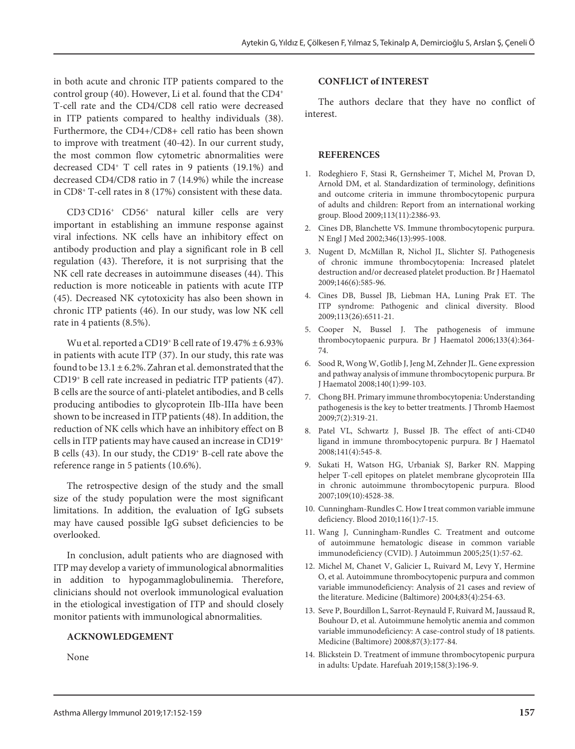in both acute and chronic ITP patients compared to the control group (40). However, Li et al. found that the $CD4^+$ T-cell rate and the CD4/CD8 cell ratio were decreased in ITP patients compared to healthy individuals (38). Furthermore, the CD4+/CD8+ cell ratio has been shown to improve with treatment (40-42). In our current study, the most common flow cytometric abnormalities were decreased $CD4^+$ T cell rates in 9 patients (19.1%) and decreased CD4/CD8 ratio in 7 (14.9%) while the increase in $CD8^+$ T-cell rates in 8 (17%) consistent with these data.

$CD3^-CD16^+$ $CD56^+$ natural killer cells are very important in establishing an immune response against viral infections. NK cells have an inhibitory effect on antibody production and play a significant role in B cell regulation (43). Therefore, it is not surprising that the NK cell rate decreases in autoimmune diseases (44). This reduction is more noticeable in patients with acute ITP (45). Decreased NK cytotoxicity has also been shown in chronic ITP patients (46). In our study, was low NK cell rate in 4 patients (8.5%).

Wu et al. reported a $CD19^+$ B cell rate of 19.47% ± 6.93% in patients with acute ITP (37). In our study, this rate was found to be 13.1 ± 6.2%. Zahran et al. demonstrated that the $CD19^+$ B cell rate increased in pediatric ITP patients (47). B cells are the source of anti-platelet antibodies, and B cells producing antibodies to glycoprotein IIb-IIIa have been shown to be increased in ITP patients (48). In addition, the reduction of NK cells which have an inhibitory effect on B cells in ITP patients may have caused an increase in $CD19^+$ B cells (43). In our study, the $CD19^+$ B-cell rate above the reference range in 5 patients (10.6%).

The retrospective design of the study and the small size of the study population were the most significant limitations. In addition, the evaluation of IgG subsets may have caused possible IgG subset deficiencies to be overlooked.

In conclusion, adult patients who are diagnosed with ITP may develop a variety of immunological abnormalities in addition to hypogammaglobulinemia. Therefore, clinicians should not overlook immunological evaluation in the etiological investigation of ITP and should closely monitor patients with immunological abnormalities.

## ACKNOWLEDGEMENT

None

## CONFLICT of INTEREST

The authors declare that they have no conflict of interest.

## REFERENCES

1. Rodeghiero F, Stasi R, Gernsheimer T, Michel M, Provan D, Arnold DM, et al. Standardization of terminology, definitions and outcome criteria in immune thrombocytopenic purpura of adults and children: Report from an international working group. Blood 2009;113(11):2386-93.
2. Cines DB, Blanchette VS. Immune thrombocytopenic purpura. N Engl J Med 2002;346(13):995-1008.
3. Nugent D, McMillan R, Nichol JL, Slichter SJ. Pathogenesis of chronic immune thrombocytopenia: Increased platelet destruction and/or decreased platelet production. Br J Haematol 2009;146(6):585-96.
4. Cines DB, Bussel JB, Liebman HA, Luning Prak ET. The ITP syndrome: Pathogenic and clinical diversity. Blood 2009;113(26):6511-21.
5. Cooper N, Bussel J. The pathogenesis of immune thrombocytopaenic purpura. Br J Haematol 2006;133(4):364-74.
6. Sood R, Wong W, Gotlib J, Jeng M, Zehnder JL. Gene expression and pathway analysis of immune thrombocytopenic purpura. Br J Haematol 2008;140(1):99-103.
7. Chong BH. Primary immune thrombocytopenia: Understanding pathogenesis is the key to better treatments. J Thromb Haemost 2009;7(2):319-21.
8. Patel VL, Schwartz J, Bussel JB. The effect of anti-CD40 ligand in immune thrombocytopenic purpura. Br J Haematol 2008;141(4):545-8.
9. Sukati H, Watson HG, Urbaniak SJ, Barker RN. Mapping helper T-cell epitopes on platelet membrane glycoprotein IIIa in chronic autoimmune thrombocytopenic purpura. Blood 2007;109(10):4528-38.
10. Cunningham-Rundles C. How I treat common variable immune deficiency. Blood 2010;116(1):7-15.
11. Wang J, Cunningham-Rundles C. Treatment and outcome of autoimmune hematologic disease in common variable immunodeficiency (CVID). J Autoimmun 2005;25(1):57-62.
12. Michel M, Chanet V, Galicier L, Ruivard M, Levy Y, Hermine O, et al. Autoimmune thrombocytopenic purpura and common variable immunodeficiency: Analysis of 21 cases and review of the literature. Medicine (Baltimore) 2004;83(4):254-63.
13. Seve P, Bourdillon L, Sarrot-Reynauld F, Ruivard M, Jaussaud R, Bouhour D, et al. Autoimmune hemolytic anemia and common variable immunodeficiency: A case-control study of 18 patients. Medicine (Baltimore) 2008;87(3):177-84.
14. Blickstein D. Treatment of immune thrombocytopenic purpura in adults: Update. Harefuah 2019;158(3):196-9.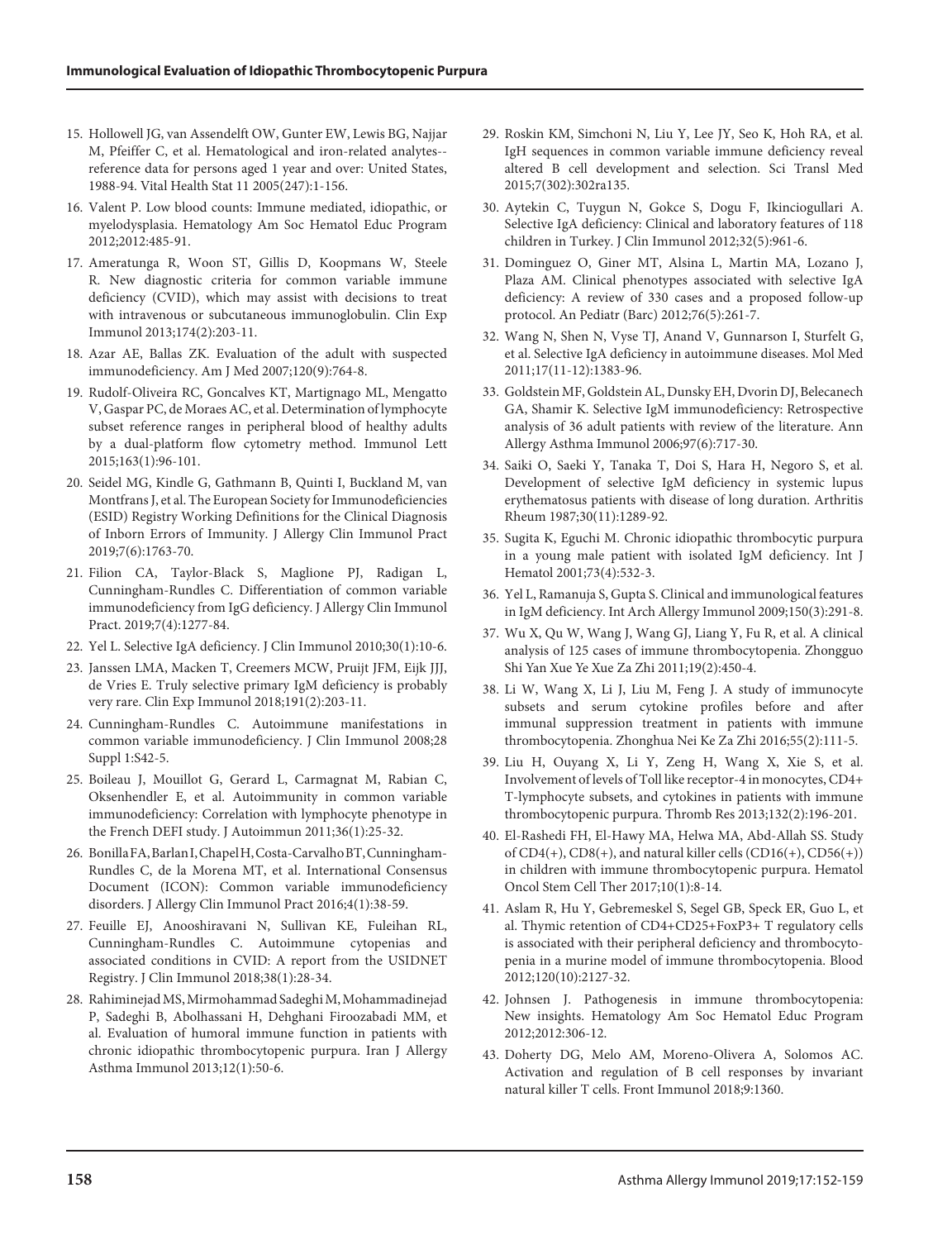15. Hollowell JG, van Assendelft OW, Gunter EW, Lewis BG, Najjar M, Pfeiffer C, et al. Hematological and iron-related analytes--reference data for persons aged 1 year and over: United States, 1988-94. Vital Health Stat 11 2005(247):1-156.
16. Valent P. Low blood counts: Immune mediated, idiopathic, or myelodysplasia. Hematology Am Soc Hematol Educ Program 2012;2012:485-91.
17. Ameratunga R, Woon ST, Gillis D, Koopmans W, Steele R. New diagnostic criteria for common variable immune deficiency (CVID), which may assist with decisions to treat with intravenous or subcutaneous immunoglobulin. Clin Exp Immunol 2013;174(2):203-11.
18. Azar AE, Ballas ZK. Evaluation of the adult with suspected immunodeficiency. Am J Med 2007;120(9):764-8.
19. Rudolf-Oliveira RC, Goncalves KT, Martignago ML, Mengatto V, Gaspar PC, de Moraes AC, et al. Determination of lymphocyte subset reference ranges in peripheral blood of healthy adults by a dual-platform flow cytometry method. Immunol Lett 2015;163(1):96-101.
20. Seidel MG, Kindle G, Gathmann B, Quinti I, Buckland M, van Montfrans J, et al. The European Society for Immunodeficiencies (ESID) Registry Working Definitions for the Clinical Diagnosis of Inborn Errors of Immunity. J Allergy Clin Immunol Pract 2019;7(6):1763-70.
21. Filion CA, Taylor-Black S, Maglione PJ, Radigan L, Cunningham-Rundles C. Differentiation of common variable immunodeficiency from IgG deficiency. J Allergy Clin Immunol Pract. 2019;7(4):1277-84.
22. Yel L. Selective IgA deficiency. J Clin Immunol 2010;30(1):10-6.
23. Janssen LMA, Macken T, Creemers MCW, Pruijt JFM, Eijk JJJ, de Vries E. Truly selective primary IgM deficiency is probably very rare. Clin Exp Immunol 2018;191(2):203-11.
24. Cunningham-Rundles C. Autoimmune manifestations in common variable immunodeficiency. J Clin Immunol 2008;28 Suppl 1:S42-5.
25. Boileau J, Mouillot G, Gerard L, Carmagnat M, Rabian C, Oksenhendler E, et al. Autoimmunity in common variable immunodeficiency: Correlation with lymphocyte phenotype in the French DEFI study. J Autoimmun 2011;36(1):25-32.
26. Bonilla FA, Barlan I, Chapel H, Costa-Carvalho BT, Cunningham-Rundles C, de la Morena MT, et al. International Consensus Document (ICON): Common variable immunodeficiency disorders. J Allergy Clin Immunol Pract 2016;4(1):38-59.
27. Feuille EJ, Anooshiravani N, Sullivan KE, Fuleihan RL, Cunningham-Rundles C. Autoimmune cytopenias and associated conditions in CVID: A report from the USIDNET Registry. J Clin Immunol 2018;38(1):28-34.
28. Rahiminejad MS, Mirmohammad Sadeghi M, Mohammadinejad P, Sadeghi B, Abolhassani H, Dehghani Firoozabadi MM, et al. Evaluation of humoral immune function in patients with chronic idiopathic thrombocytopenic purpura. Iran J Allergy Asthma Immunol 2013;12(1):50-6.
29. Roskin KM, Simchoni N, Liu Y, Lee JY, Seo K, Hoh RA, et al. IgH sequences in common variable immune deficiency reveal altered B cell development and selection. Sci Transl Med 2015;7(302):302ra135.
30. Aytekin C, Tuygun N, Gokce S, Dogu F, Ikinciogullari A. Selective IgA deficiency: Clinical and laboratory features of 118 children in Turkey. J Clin Immunol 2012;32(5):961-6.
31. Dominguez O, Giner MT, Alsina L, Martin MA, Lozano J, Plaza AM. Clinical phenotypes associated with selective IgA deficiency: A review of 330 cases and a proposed follow-up protocol. An Pediatr (Barc) 2012;76(5):261-7.
32. Wang N, Shen N, Vyse TJ, Anand V, Gunnarson I, Sturfelt G, et al. Selective IgA deficiency in autoimmune diseases. Mol Med 2011;17(11-12):1383-96.
33. Goldstein MF, Goldstein AL, Dunsky EH, Dvorin DJ, Belecanech GA, Shamir K. Selective IgM immunodeficiency: Retrospective analysis of 36 adult patients with review of the literature. Ann Allergy Asthma Immunol 2006;97(6):717-30.
34. Saiki O, Saeki Y, Tanaka T, Doi S, Hara H, Negoro S, et al. Development of selective IgM deficiency in systemic lupus erythematosus patients with disease of long duration. Arthritis Rheum 1987;30(11):1289-92.
35. Sugita K, Eguchi M. Chronic idiopathic thrombocytic purpura in a young male patient with isolated IgM deficiency. Int J Hematol 2001;73(4):532-3.
36. Yel L, Ramanuja S, Gupta S. Clinical and immunological features in IgM deficiency. Int Arch Allergy Immunol 2009;150(3):291-8.
37. Wu X, Qu W, Wang J, Wang GJ, Liang Y, Fu R, et al. A clinical analysis of 125 cases of immune thrombocytopenia. Zhongguo Shi Yan Xue Ye Xue Za Zhi 2011;19(2):450-4.
38. Li W, Wang X, Li J, Liu M, Feng J. A study of immunocyte subsets and serum cytokine profiles before and after immunal suppression treatment in patients with immune thrombocytopenia. Zhonghua Nei Ke Za Zhi 2016;55(2):111-5.
39. Liu H, Ouyang X, Li Y, Zeng H, Wang X, Xie S, et al. Involvement of levels of Toll like receptor-4 in monocytes, CD4+ T-lymphocyte subsets, and cytokines in patients with immune thrombocytopenic purpura. Thromb Res 2013;132(2):196-201.
40. El-Rashedi FH, El-Hawy MA, Helwa MA, Abd-Allah SS. Study of CD4(+), CD8(+), and natural killer cells (CD16(+), CD56(+)) in children with immune thrombocytopenic purpura. Hematol Oncol Stem Cell Ther 2017;10(1):8-14.
41. Aslam R, Hu Y, Gebremeskel S, Segel GB, Speck ER, Guo L, et al. Thymic retention of CD4+CD25+FoxP3+ T regulatory cells is associated with their peripheral deficiency and thrombocytopenia in a murine model of immune thrombocytopenia. Blood 2012;120(10):2127-32.
42. Johnsen J. Pathogenesis in immune thrombocytopenia: New insights. Hematology Am Soc Hematol Educ Program 2012;2012:306-12.
43. Doherty DG, Melo AM, Moreno-Olivera A, Solomos AC. Activation and regulation of B cell responses by invariant natural killer T cells. Front Immunol 2018;9:1360.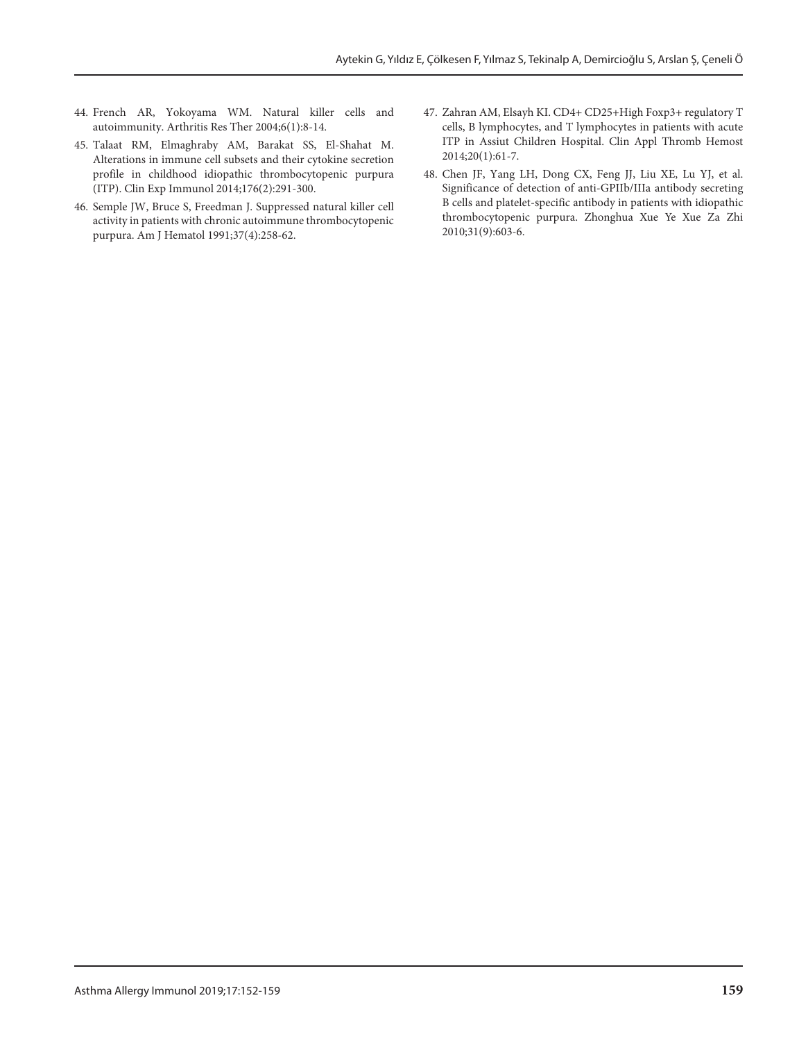44. French AR, Yokoyama WM. Natural killer cells and autoimmunity. Arthritis Res Ther 2004;6(1):8-14.
45. Talaat RM, Elmaghraby AM, Barakat SS, El-Shahat M. Alterations in immune cell subsets and their cytokine secretion profile in childhood idiopathic thrombocytopenic purpura (ITP). Clin Exp Immunol 2014;176(2):291-300.
46. Semple JW, Bruce S, Freedman J. Suppressed natural killer cell activity in patients with chronic autoimmune thrombocytopenic purpura. Am J Hematol 1991;37(4):258-62.
47. Zahran AM, Elsayh KI. CD4+ CD25+High Foxp3+ regulatory T cells, B lymphocytes, and T lymphocytes in patients with acute ITP in Assiut Children Hospital. Clin Appl Thromb Hemost 2014;20(1):61-7.
48. Chen JF, Yang LH, Dong CX, Feng JJ, Liu XE, Lu YJ, et al. Significance of detection of anti-GPIIb/IIIa antibody secreting B cells and platelet-specific antibody in patients with idiopathic thrombocytopenic purpura. Zhonghua Xue Ye Xue Za Zhi 2010;31(9):603-6.